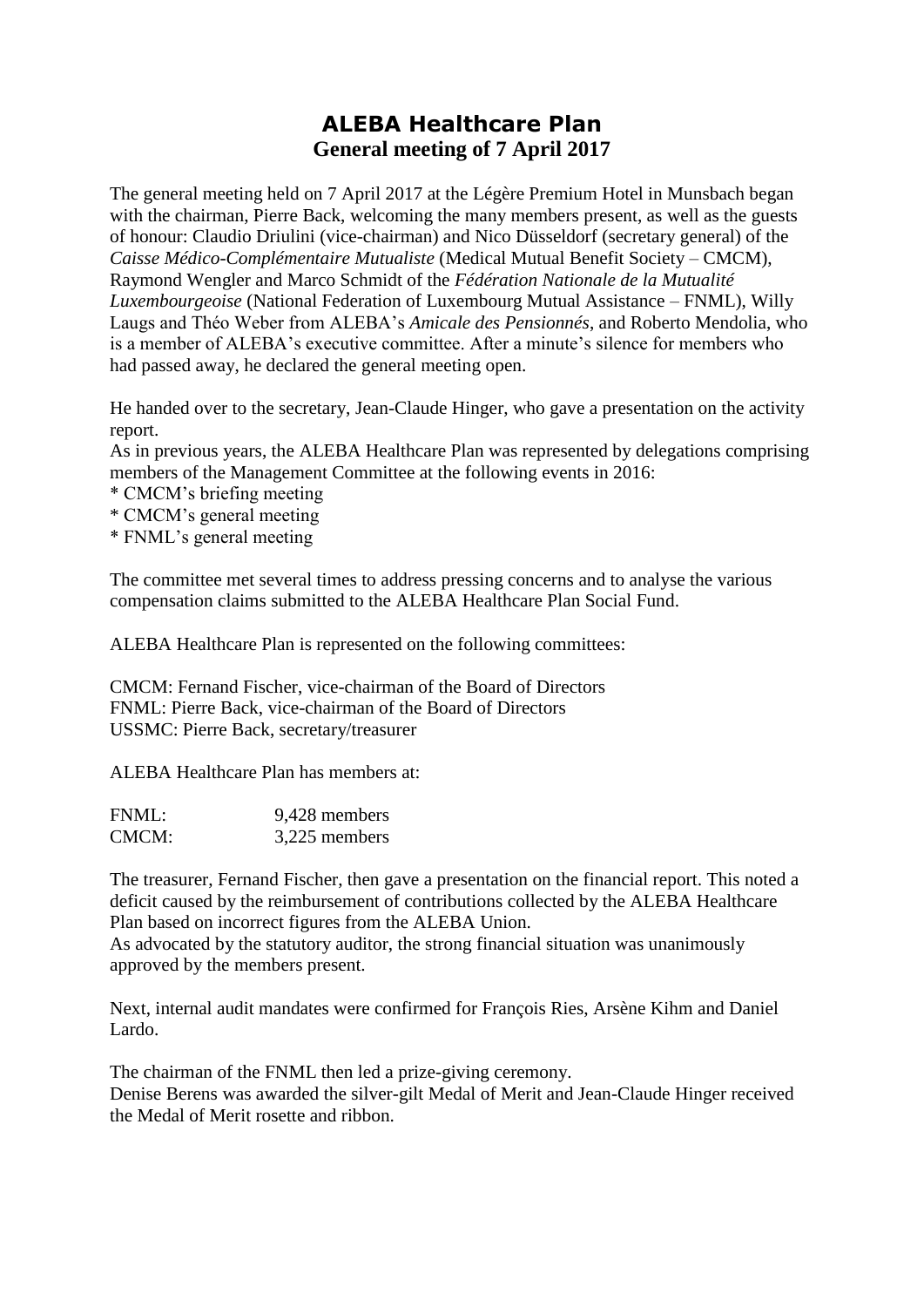# ALEBA Healthcare Plan

## General meeting of 7 April 2017

The general meeting held on 7 April 2017 at the Légère Premium Hotel in Munsbach began with the chairman, Pierre Back, welcoming the many members present, as well as the guests of honour: Claudio Driulini (vice-chairman) and Nico Düsseldorf (secretary general) of the *Caisse Médico-Complémentaire Mutualiste* (Medical Mutual Benefit Society – CMCM), Raymond Wengler and Marco Schmidt of the *Fédération Nationale de la Mutualité Luxembourgeoise* (National Federation of Luxembourg Mutual Assistance – FNML), Willy Laugs and Théo Weber from ALEBA's *Amicale des Pensionnés*, and Roberto Mendolia, who is a member of ALEBA's executive committee. After a minute's silence for members who had passed away, he declared the general meeting open.

He handed over to the secretary, Jean-Claude Hinger, who gave a presentation on the activity report.
As in previous years, the ALEBA Healthcare Plan was represented by delegations comprising members of the Management Committee at the following events in 2016:
* CMCM's briefing meeting
* CMCM's general meeting
* FNML's general meeting

The committee met several times to address pressing concerns and to analyse the various compensation claims submitted to the ALEBA Healthcare Plan Social Fund.

ALEBA Healthcare Plan is represented on the following committees:

CMCM: Fernand Fischer, vice-chairman of the Board of Directors
FNML: Pierre Back, vice-chairman of the Board of Directors
USSMC: Pierre Back, secretary/treasurer

ALEBA Healthcare Plan has members at:

| | |
|---|---|
| FNML: | 9,428 members |
| CMCM: | 3,225 members |

The treasurer, Fernand Fischer, then gave a presentation on the financial report. This noted a deficit caused by the reimbursement of contributions collected by the ALEBA Healthcare Plan based on incorrect figures from the ALEBA Union.
As advocated by the statutory auditor, the strong financial situation was unanimously approved by the members present.

Next, internal audit mandates were confirmed for François Ries, Arsène Kihm and Daniel Lardo.

The chairman of the FNML then led a prize-giving ceremony.
Denise Berens was awarded the silver-gilt Medal of Merit and Jean-Claude Hinger received the Medal of Merit rosette and ribbon.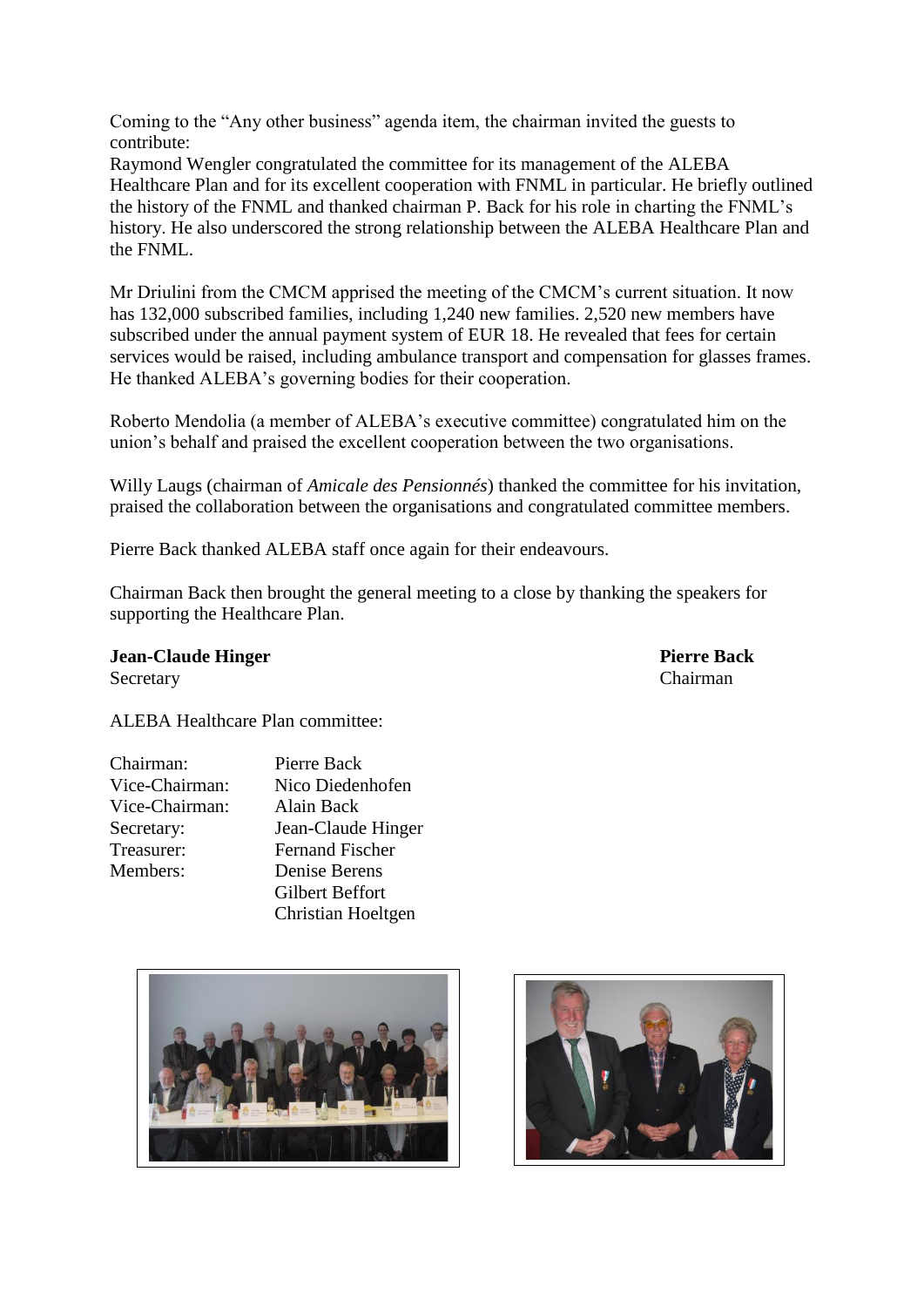Coming to the "Any other business" agenda item, the chairman invited the guests to contribute:
Raymond Wengler congratulated the committee for its management of the ALEBA Healthcare Plan and for its excellent cooperation with FNML in particular. He briefly outlined the history of the FNML and thanked chairman P. Back for his role in charting the FNML's history. He also underscored the strong relationship between the ALEBA Healthcare Plan and the FNML.

Mr Driulini from the CMCM apprised the meeting of the CMCM's current situation. It now has 132,000 subscribed families, including 1,240 new families. 2,520 new members have subscribed under the annual payment system of EUR 18. He revealed that fees for certain services would be raised, including ambulance transport and compensation for glasses frames. He thanked ALEBA's governing bodies for their cooperation.

Roberto Mendolia (a member of ALEBA's executive committee) congratulated him on the union's behalf and praised the excellent cooperation between the two organisations.

Willy Laugs (chairman of *Amicale des Pensionnés*) thanked the committee for his invitation, praised the collaboration between the organisations and congratulated committee members.

Pierre Back thanked ALEBA staff once again for their endeavours.

Chairman Back then brought the general meeting to a close by thanking the speakers for supporting the Healthcare Plan.

**Jean-Claude Hinger**
Secretary

**Pierre Back**
Chairman

ALEBA Healthcare Plan committee:

| | |
|---|---|
| Chairman: | Pierre Back |
| Vice-Chairman: | Nico Diedenhofen |
| Vice-Chairman: | Alain Back |
| Secretary: | Jean-Claude Hinger |
| Treasurer: | Fernand Fischer |
| Members: | Denise Berens |
| | Gilbert Beffort |
| | Christian Hoeltgen |